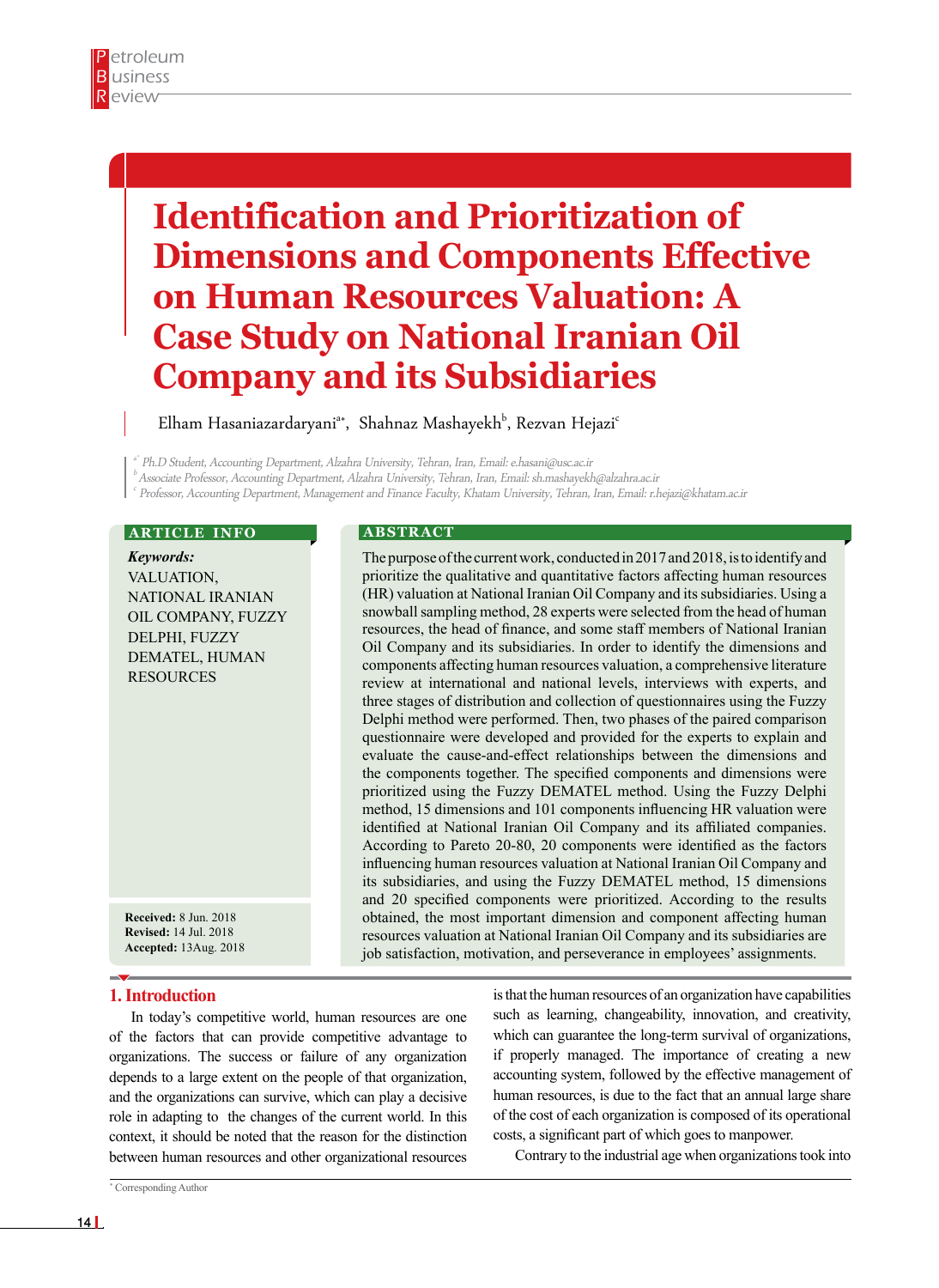# Identification and Prioritization of Dimensions and Components Effective on Human Resources Valuation: A Case Study on National Iranian Oil Company and its Subsidiaries

Elham Hasaniazardaryani[a*], Shahnaz Mashayekh[b], Rezvan Hejazi[c]

[a*] Ph.D Student, Accounting Department, Alzahra University, Tehran, Iran, Email: e.hasani@usc.ac.ir
[b] Associate Professor, Accounting Department, Alzahra University, Tehran, Iran, Email: sh.mashayekh@alzahra.ac.ir
[c] Professor, Accounting Department, Management and Finance Faculty, Khatam University, Tehran, Iran, Email: r.hejazi@khatam.ac.ir

**ARTICLE INFO**

***Keywords:***
VALUATION, NATIONAL IRANIAN OIL COMPANY, FUZZY DELPHI, FUZZY DEMATEL, HUMAN RESOURCES

**Received:** 8 Jun. 2018
**Revised:** 14 Jul. 2018
**Accepted:** 13Aug. 2018

**ABSTRACT**

The purpose of the current work, conducted in 2017 and 2018, is to identify and prioritize the qualitative and quantitative factors affecting human resources (HR) valuation at National Iranian Oil Company and its subsidiaries. Using a snowball sampling method, 28 experts were selected from the head of human resources, the head of finance, and some staff members of National Iranian Oil Company and its subsidiaries. In order to identify the dimensions and components affecting human resources valuation, a comprehensive literature review at international and national levels, interviews with experts, and three stages of distribution and collection of questionnaires using the Fuzzy Delphi method were performed. Then, two phases of the paired comparison questionnaire were developed and provided for the experts to explain and evaluate the cause-and-effect relationships between the dimensions and the components together. The specified components and dimensions were prioritized using the Fuzzy DEMATEL method. Using the Fuzzy Delphi method, 15 dimensions and 101 components influencing HR valuation were identified at National Iranian Oil Company and its affiliated companies. According to Pareto 20-80, 20 components were identified as the factors influencing human resources valuation at National Iranian Oil Company and its subsidiaries, and using the Fuzzy DEMATEL method, 15 dimensions and 20 specified components were prioritized. According to the results obtained, the most important dimension and component affecting human resources valuation at National Iranian Oil Company and its subsidiaries are job satisfaction, motivation, and perseverance in employees' assignments.

## 1. Introduction

In today's competitive world, human resources are one of the factors that can provide competitive advantage to organizations. The success or failure of any organization depends to a large extent on the people of that organization, and the organizations can survive, which can play a decisive role in adapting to the changes of the current world. In this context, it should be noted that the reason for the distinction between human resources and other organizational resources is that the human resources of an organization have capabilities such as learning, changeability, innovation, and creativity, which can guarantee the long-term survival of organizations, if properly managed. The importance of creating a new accounting system, followed by the effective management of human resources, is due to the fact that an annual large share of the cost of each organization is composed of its operational costs, a significant part of which goes to manpower.

Contrary to the industrial age when organizations took into

* Corresponding Author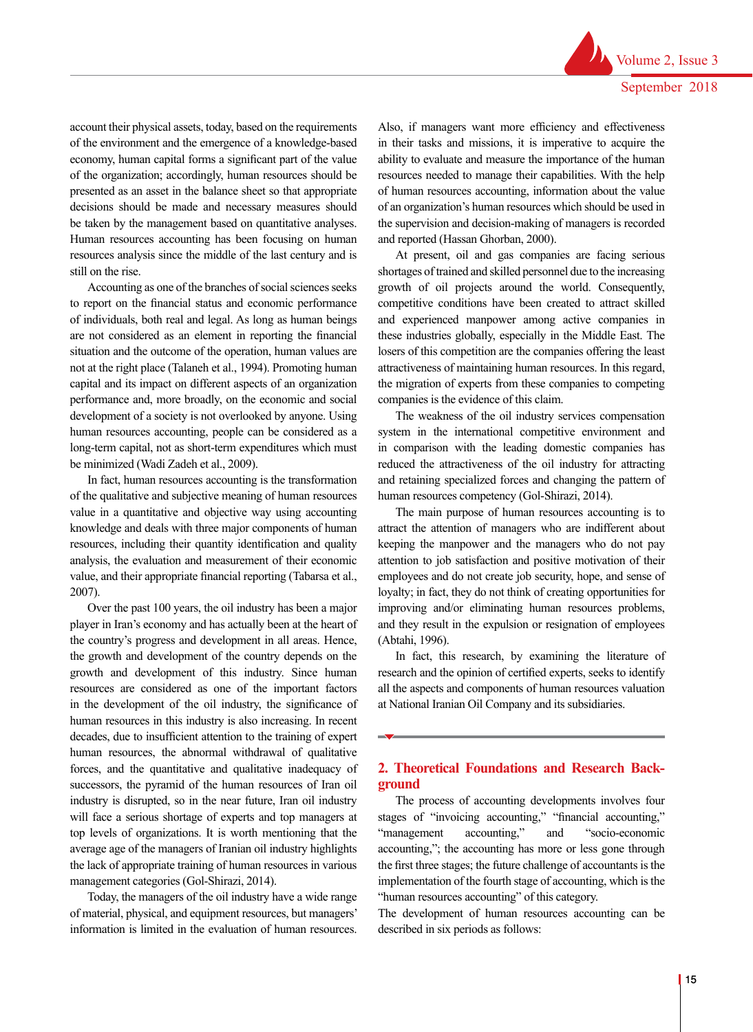account their physical assets, today, based on the requirements of the environment and the emergence of a knowledge-based economy, human capital forms a significant part of the value of the organization; accordingly, human resources should be presented as an asset in the balance sheet so that appropriate decisions should be made and necessary measures should be taken by the management based on quantitative analyses. Human resources accounting has been focusing on human resources analysis since the middle of the last century and is still on the rise.

Accounting as one of the branches of social sciences seeks to report on the financial status and economic performance of individuals, both real and legal. As long as human beings are not considered as an element in reporting the financial situation and the outcome of the operation, human values are not at the right place (Talaneh et al., 1994). Promoting human capital and its impact on different aspects of an organization performance and, more broadly, on the economic and social development of a society is not overlooked by anyone. Using human resources accounting, people can be considered as a long-term capital, not as short-term expenditures which must be minimized (Wadi Zadeh et al., 2009).

In fact, human resources accounting is the transformation of the qualitative and subjective meaning of human resources value in a quantitative and objective way using accounting knowledge and deals with three major components of human resources, including their quantity identification and quality analysis, the evaluation and measurement of their economic value, and their appropriate financial reporting (Tabarsa et al., 2007).

Over the past 100 years, the oil industry has been a major player in Iran's economy and has actually been at the heart of the country's progress and development in all areas. Hence, the growth and development of the country depends on the growth and development of this industry. Since human resources are considered as one of the important factors in the development of the oil industry, the significance of human resources in this industry is also increasing. In recent decades, due to insufficient attention to the training of expert human resources, the abnormal withdrawal of qualitative forces, and the quantitative and qualitative inadequacy of successors, the pyramid of the human resources of Iran oil industry is disrupted, so in the near future, Iran oil industry will face a serious shortage of experts and top managers at top levels of organizations. It is worth mentioning that the average age of the managers of Iranian oil industry highlights the lack of appropriate training of human resources in various management categories (Gol-Shirazi, 2014).

Today, the managers of the oil industry have a wide range of material, physical, and equipment resources, but managers' information is limited in the evaluation of human resources. Also, if managers want more efficiency and effectiveness in their tasks and missions, it is imperative to acquire the ability to evaluate and measure the importance of the human resources needed to manage their capabilities. With the help of human resources accounting, information about the value of an organization's human resources which should be used in the supervision and decision-making of managers is recorded and reported (Hassan Ghorban, 2000).

At present, oil and gas companies are facing serious shortages of trained and skilled personnel due to the increasing growth of oil projects around the world. Consequently, competitive conditions have been created to attract skilled and experienced manpower among active companies in these industries globally, especially in the Middle East. The losers of this competition are the companies offering the least attractiveness of maintaining human resources. In this regard, the migration of experts from these companies to competing companies is the evidence of this claim.

The weakness of the oil industry services compensation system in the international competitive environment and in comparison with the leading domestic companies has reduced the attractiveness of the oil industry for attracting and retaining specialized forces and changing the pattern of human resources competency (Gol-Shirazi, 2014).

The main purpose of human resources accounting is to attract the attention of managers who are indifferent about keeping the manpower and the managers who do not pay attention to job satisfaction and positive motivation of their employees and do not create job security, hope, and sense of loyalty; in fact, they do not think of creating opportunities for improving and/or eliminating human resources problems, and they result in the expulsion or resignation of employees (Abtahi, 1996).

In fact, this research, by examining the literature of research and the opinion of certified experts, seeks to identify all the aspects and components of human resources valuation at National Iranian Oil Company and its subsidiaries.

## 2. Theoretical Foundations and Research Background

The process of accounting developments involves four stages of "invoicing accounting," "financial accounting," "management accounting," and "socio-economic accounting,"; the accounting has more or less gone through the first three stages; the future challenge of accountants is the implementation of the fourth stage of accounting, which is the "human resources accounting" of this category.

The development of human resources accounting can be described in six periods as follows: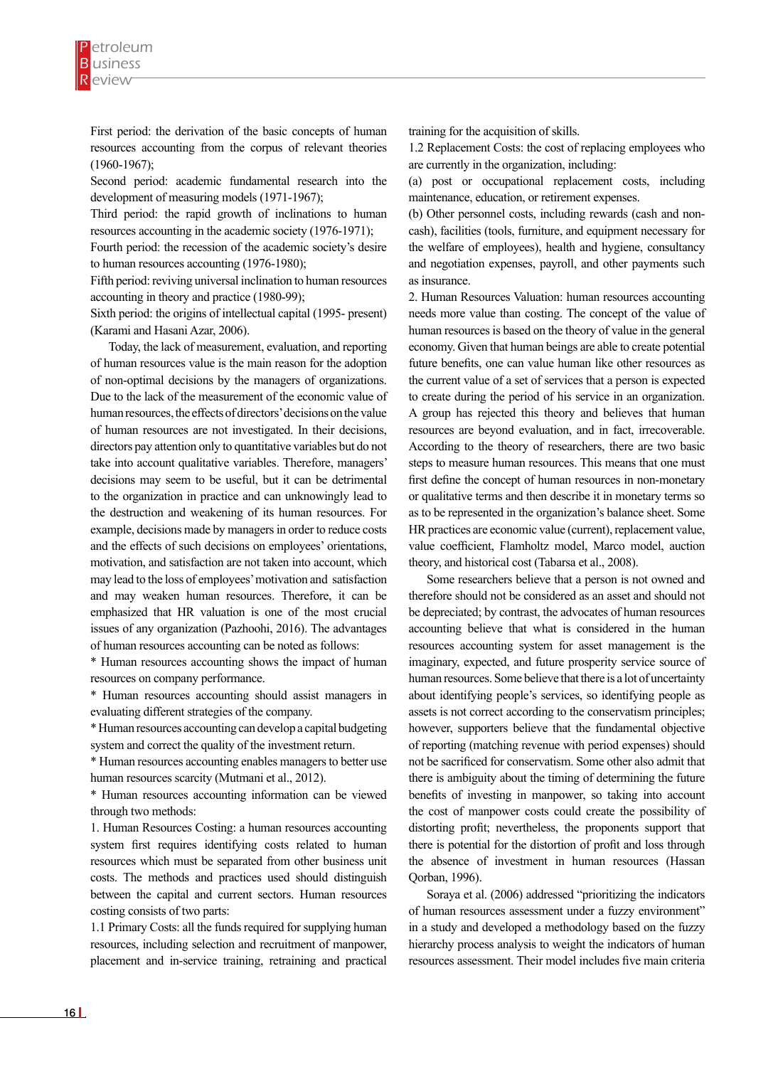First period: the derivation of the basic concepts of human resources accounting from the corpus of relevant theories (1960-1967);

Second period: academic fundamental research into the development of measuring models (1971-1967);

Third period: the rapid growth of inclinations to human resources accounting in the academic society (1976-1971);

Fourth period: the recession of the academic society's desire to human resources accounting (1976-1980);

Fifth period: reviving universal inclination to human resources accounting in theory and practice (1980-99);

Sixth period: the origins of intellectual capital (1995- present) (Karami and Hasani Azar, 2006).

Today, the lack of measurement, evaluation, and reporting of human resources value is the main reason for the adoption of non-optimal decisions by the managers of organizations. Due to the lack of the measurement of the economic value of human resources, the effects of directors' decisions on the value of human resources are not investigated. In their decisions, directors pay attention only to quantitative variables but do not take into account qualitative variables. Therefore, managers' decisions may seem to be useful, but it can be detrimental to the organization in practice and can unknowingly lead to the destruction and weakening of its human resources. For example, decisions made by managers in order to reduce costs and the effects of such decisions on employees' orientations, motivation, and satisfaction are not taken into account, which may lead to the loss of employees' motivation and satisfaction and may weaken human resources. Therefore, it can be emphasized that HR valuation is one of the most crucial issues of any organization (Pazhoohi, 2016). The advantages of human resources accounting can be noted as follows:

* Human resources accounting shows the impact of human resources on company performance.
* Human resources accounting should assist managers in evaluating different strategies of the company.
* Human resources accounting can develop a capital budgeting system and correct the quality of the investment return.
* Human resources accounting enables managers to better use human resources scarcity (Mutmani et al., 2012).
* Human resources accounting information can be viewed through two methods:

1. Human Resources Costing: a human resources accounting system first requires identifying costs related to human resources which must be separated from other business unit costs. The methods and practices used should distinguish between the capital and current sectors. Human resources costing consists of two parts:

1.1 Primary Costs: all the funds required for supplying human resources, including selection and recruitment of manpower, placement and in-service training, retraining and practical training for the acquisition of skills.

1.2 Replacement Costs: the cost of replacing employees who are currently in the organization, including:

(a) post or occupational replacement costs, including maintenance, education, or retirement expenses.

(b) Other personnel costs, including rewards (cash and non-cash), facilities (tools, furniture, and equipment necessary for the welfare of employees), health and hygiene, consultancy and negotiation expenses, payroll, and other payments such as insurance.

2. Human Resources Valuation: human resources accounting needs more value than costing. The concept of the value of human resources is based on the theory of value in the general economy. Given that human beings are able to create potential future benefits, one can value human like other resources as the current value of a set of services that a person is expected to create during the period of his service in an organization. A group has rejected this theory and believes that human resources are beyond evaluation, and in fact, irrecoverable. According to the theory of researchers, there are two basic steps to measure human resources. This means that one must first define the concept of human resources in non-monetary or qualitative terms and then describe it in monetary terms so as to be represented in the organization's balance sheet. Some HR practices are economic value (current), replacement value, value coefficient, Flamholtz model, Marco model, auction theory, and historical cost (Tabarsa et al., 2008).

Some researchers believe that a person is not owned and therefore should not be considered as an asset and should not be depreciated; by contrast, the advocates of human resources accounting believe that what is considered in the human resources accounting system for asset management is the imaginary, expected, and future prosperity service source of human resources. Some believe that there is a lot of uncertainty about identifying people's services, so identifying people as assets is not correct according to the conservatism principles; however, supporters believe that the fundamental objective of reporting (matching revenue with period expenses) should not be sacrificed for conservatism. Some other also admit that there is ambiguity about the timing of determining the future benefits of investing in manpower, so taking into account the cost of manpower costs could create the possibility of distorting profit; nevertheless, the proponents support that there is potential for the distortion of profit and loss through the absence of investment in human resources (Hassan Qorban, 1996).

Soraya et al. (2006) addressed "prioritizing the indicators of human resources assessment under a fuzzy environment" in a study and developed a methodology based on the fuzzy hierarchy process analysis to weight the indicators of human resources assessment. Their model includes five main criteria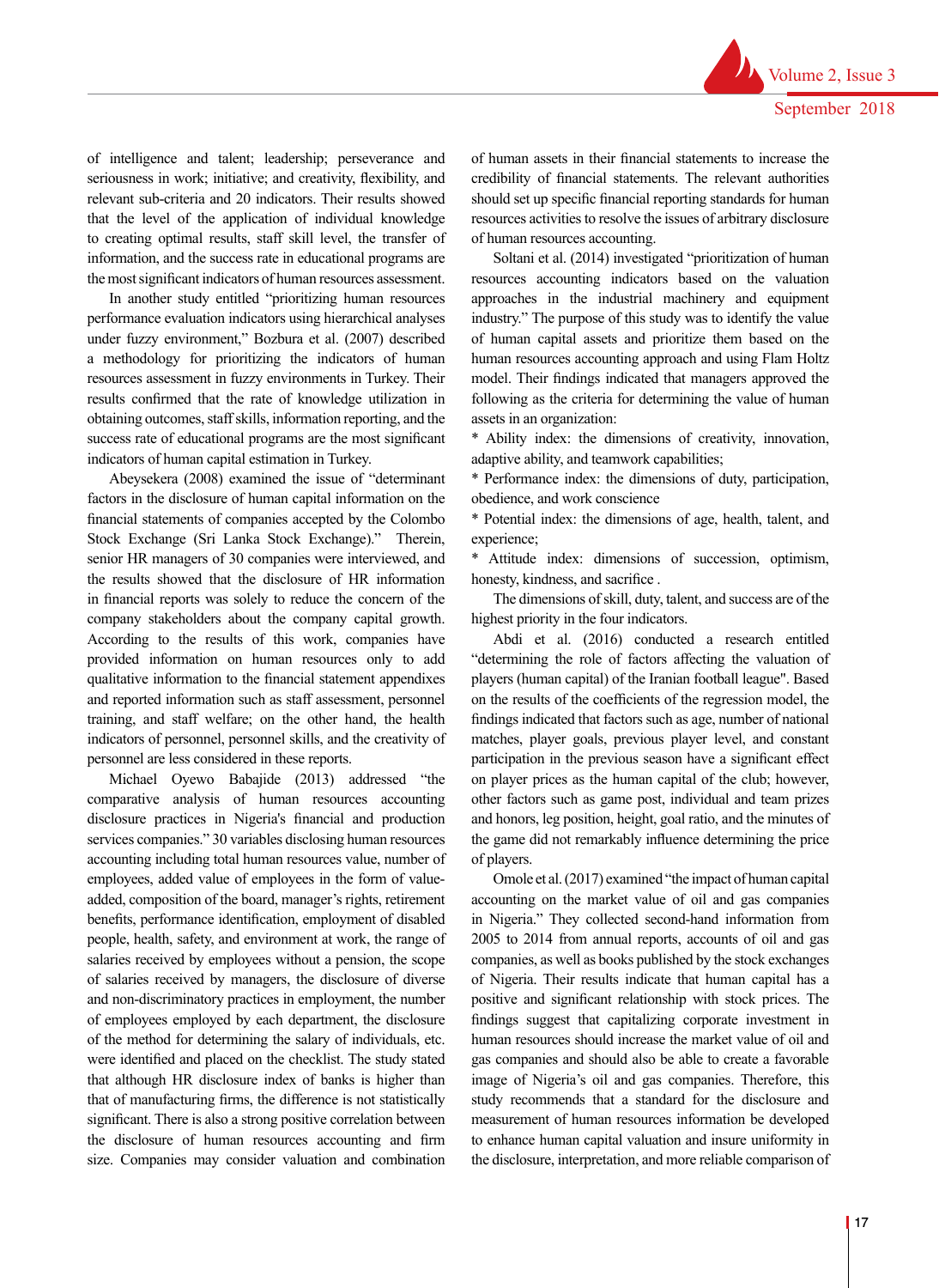of intelligence and talent; leadership; perseverance and seriousness in work; initiative; and creativity, flexibility, and relevant sub-criteria and 20 indicators. Their results showed that the level of the application of individual knowledge to creating optimal results, staff skill level, the transfer of information, and the success rate in educational programs are the most significant indicators of human resources assessment.

In another study entitled "prioritizing human resources performance evaluation indicators using hierarchical analyses under fuzzy environment," Bozbura et al. (2007) described a methodology for prioritizing the indicators of human resources assessment in fuzzy environments in Turkey. Their results confirmed that the rate of knowledge utilization in obtaining outcomes, staff skills, information reporting, and the success rate of educational programs are the most significant indicators of human capital estimation in Turkey.

Abeysekera (2008) examined the issue of "determinant factors in the disclosure of human capital information on the financial statements of companies accepted by the Colombo Stock Exchange (Sri Lanka Stock Exchange)." Therein, senior HR managers of 30 companies were interviewed, and the results showed that the disclosure of HR information in financial reports was solely to reduce the concern of the company stakeholders about the company capital growth. According to the results of this work, companies have provided information on human resources only to add qualitative information to the financial statement appendixes and reported information such as staff assessment, personnel training, and staff welfare; on the other hand, the health indicators of personnel, personnel skills, and the creativity of personnel are less considered in these reports.

Michael Oyewo Babajide (2013) addressed "the comparative analysis of human resources accounting disclosure practices in Nigeria's financial and production services companies." 30 variables disclosing human resources accounting including total human resources value, number of employees, added value of employees in the form of value-added, composition of the board, manager's rights, retirement benefits, performance identification, employment of disabled people, health, safety, and environment at work, the range of salaries received by employees without a pension, the scope of salaries received by managers, the disclosure of diverse and non-discriminatory practices in employment, the number of employees employed by each department, the disclosure of the method for determining the salary of individuals, etc. were identified and placed on the checklist. The study stated that although HR disclosure index of banks is higher than that of manufacturing firms, the difference is not statistically significant. There is also a strong positive correlation between the disclosure of human resources accounting and firm size. Companies may consider valuation and combination of human assets in their financial statements to increase the credibility of financial statements. The relevant authorities should set up specific financial reporting standards for human resources activities to resolve the issues of arbitrary disclosure of human resources accounting.

Soltani et al. (2014) investigated "prioritization of human resources accounting indicators based on the valuation approaches in the industrial machinery and equipment industry." The purpose of this study was to identify the value of human capital assets and prioritize them based on the human resources accounting approach and using Flam Holtz model. Their findings indicated that managers approved the following as the criteria for determining the value of human assets in an organization:

* Ability index: the dimensions of creativity, innovation, adaptive ability, and teamwork capabilities;
* Performance index: the dimensions of duty, participation, obedience, and work conscience
* Potential index: the dimensions of age, health, talent, and experience;
* Attitude index: dimensions of succession, optimism, honesty, kindness, and sacrifice .

The dimensions of skill, duty, talent, and success are of the highest priority in the four indicators.

Abdi et al. (2016) conducted a research entitled "determining the role of factors affecting the valuation of players (human capital) of the Iranian football league". Based on the results of the coefficients of the regression model, the findings indicated that factors such as age, number of national matches, player goals, previous player level, and constant participation in the previous season have a significant effect on player prices as the human capital of the club; however, other factors such as game post, individual and team prizes and honors, leg position, height, goal ratio, and the minutes of the game did not remarkably influence determining the price of players.

Omole et al. (2017) examined "the impact of human capital accounting on the market value of oil and gas companies in Nigeria." They collected second-hand information from 2005 to 2014 from annual reports, accounts of oil and gas companies, as well as books published by the stock exchanges of Nigeria. Their results indicate that human capital has a positive and significant relationship with stock prices. The findings suggest that capitalizing corporate investment in human resources should increase the market value of oil and gas companies and should also be able to create a favorable image of Nigeria's oil and gas companies. Therefore, this study recommends that a standard for the disclosure and measurement of human resources information be developed to enhance human capital valuation and insure uniformity in the disclosure, interpretation, and more reliable comparison of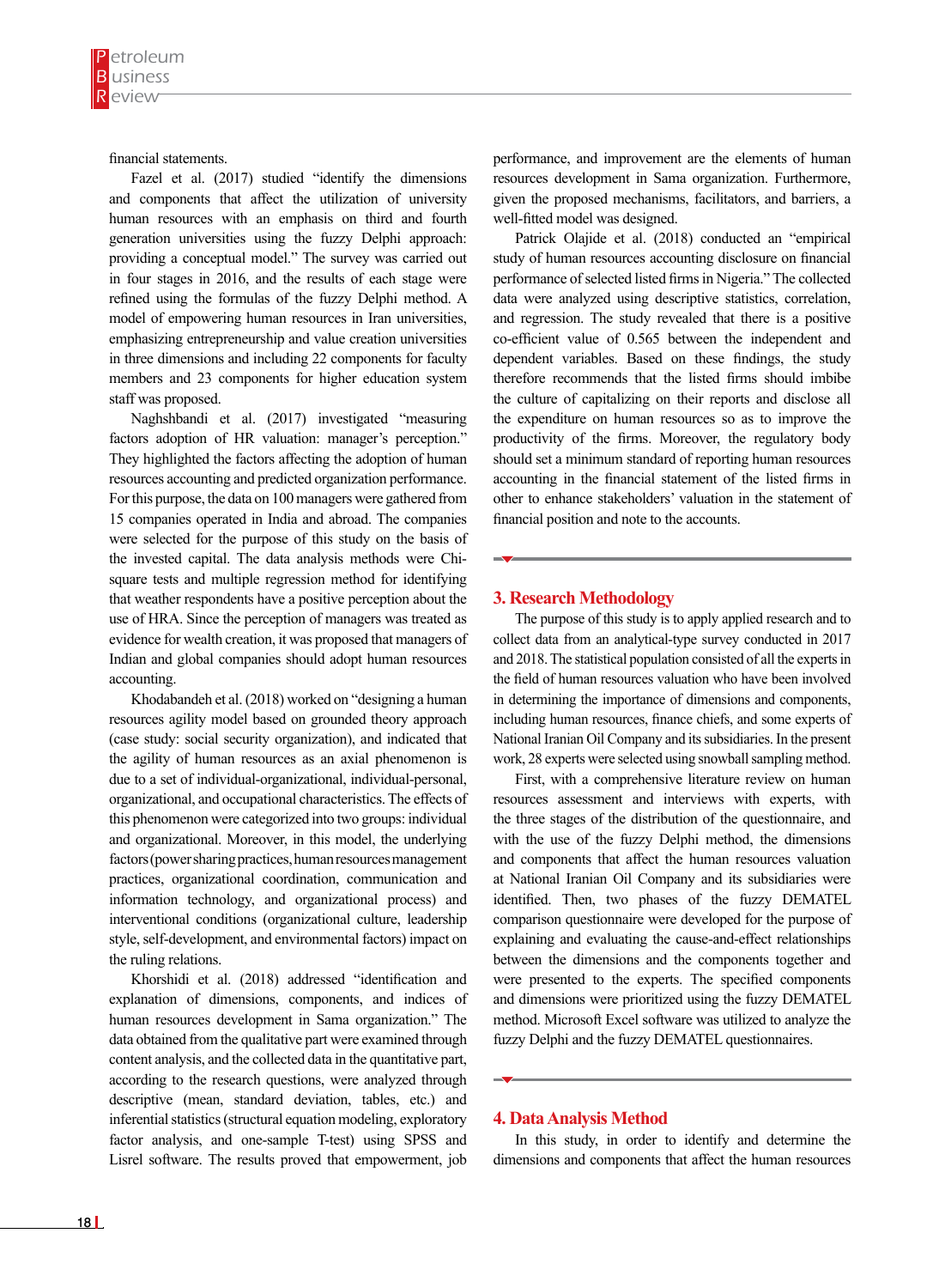financial statements.

Fazel et al. (2017) studied "identify the dimensions and components that affect the utilization of university human resources with an emphasis on third and fourth generation universities using the fuzzy Delphi approach: providing a conceptual model." The survey was carried out in four stages in 2016, and the results of each stage were refined using the formulas of the fuzzy Delphi method. A model of empowering human resources in Iran universities, emphasizing entrepreneurship and value creation universities in three dimensions and including 22 components for faculty members and 23 components for higher education system staff was proposed.

Naghshbandi et al. (2017) investigated "measuring factors adoption of HR valuation: manager's perception." They highlighted the factors affecting the adoption of human resources accounting and predicted organization performance. For this purpose, the data on 100 managers were gathered from 15 companies operated in India and abroad. The companies were selected for the purpose of this study on the basis of the invested capital. The data analysis methods were Chi-square tests and multiple regression method for identifying that weather respondents have a positive perception about the use of HRA. Since the perception of managers was treated as evidence for wealth creation, it was proposed that managers of Indian and global companies should adopt human resources accounting.

Khodabandeh et al. (2018) worked on "designing a human resources agility model based on grounded theory approach (case study: social security organization), and indicated that the agility of human resources as an axial phenomenon is due to a set of individual-organizational, individual-personal, organizational, and occupational characteristics. The effects of this phenomenon were categorized into two groups: individual and organizational. Moreover, in this model, the underlying factors (power sharing practices, human resources management practices, organizational coordination, communication and information technology, and organizational process) and interventional conditions (organizational culture, leadership style, self-development, and environmental factors) impact on the ruling relations.

Khorshidi et al. (2018) addressed "identification and explanation of dimensions, components, and indices of human resources development in Sama organization." The data obtained from the qualitative part were examined through content analysis, and the collected data in the quantitative part, according to the research questions, were analyzed through descriptive (mean, standard deviation, tables, etc.) and inferential statistics (structural equation modeling, exploratory factor analysis, and one-sample T-test) using SPSS and Lisrel software. The results proved that empowerment, job performance, and improvement are the elements of human resources development in Sama organization. Furthermore, given the proposed mechanisms, facilitators, and barriers, a well-fitted model was designed.

Patrick Olajide et al. (2018) conducted an "empirical study of human resources accounting disclosure on financial performance of selected listed firms in Nigeria." The collected data were analyzed using descriptive statistics, correlation, and regression. The study revealed that there is a positive co-efficient value of 0.565 between the independent and dependent variables. Based on these findings, the study therefore recommends that the listed firms should imbibe the culture of capitalizing on their reports and disclose all the expenditure on human resources so as to improve the productivity of the firms. Moreover, the regulatory body should set a minimum standard of reporting human resources accounting in the financial statement of the listed firms in other to enhance stakeholders' valuation in the statement of financial position and note to the accounts.

## 3. Research Methodology

The purpose of this study is to apply applied research and to collect data from an analytical-type survey conducted in 2017 and 2018. The statistical population consisted of all the experts in the field of human resources valuation who have been involved in determining the importance of dimensions and components, including human resources, finance chiefs, and some experts of National Iranian Oil Company and its subsidiaries. In the present work, 28 experts were selected using snowball sampling method.

First, with a comprehensive literature review on human resources assessment and interviews with experts, with the three stages of the distribution of the questionnaire, and with the use of the fuzzy Delphi method, the dimensions and components that affect the human resources valuation at National Iranian Oil Company and its subsidiaries were identified. Then, two phases of the fuzzy DEMATEL comparison questionnaire were developed for the purpose of explaining and evaluating the cause-and-effect relationships between the dimensions and the components together and were presented to the experts. The specified components and dimensions were prioritized using the fuzzy DEMATEL method. Microsoft Excel software was utilized to analyze the fuzzy Delphi and the fuzzy DEMATEL questionnaires.

## 4. Data Analysis Method

In this study, in order to identify and determine the dimensions and components that affect the human resources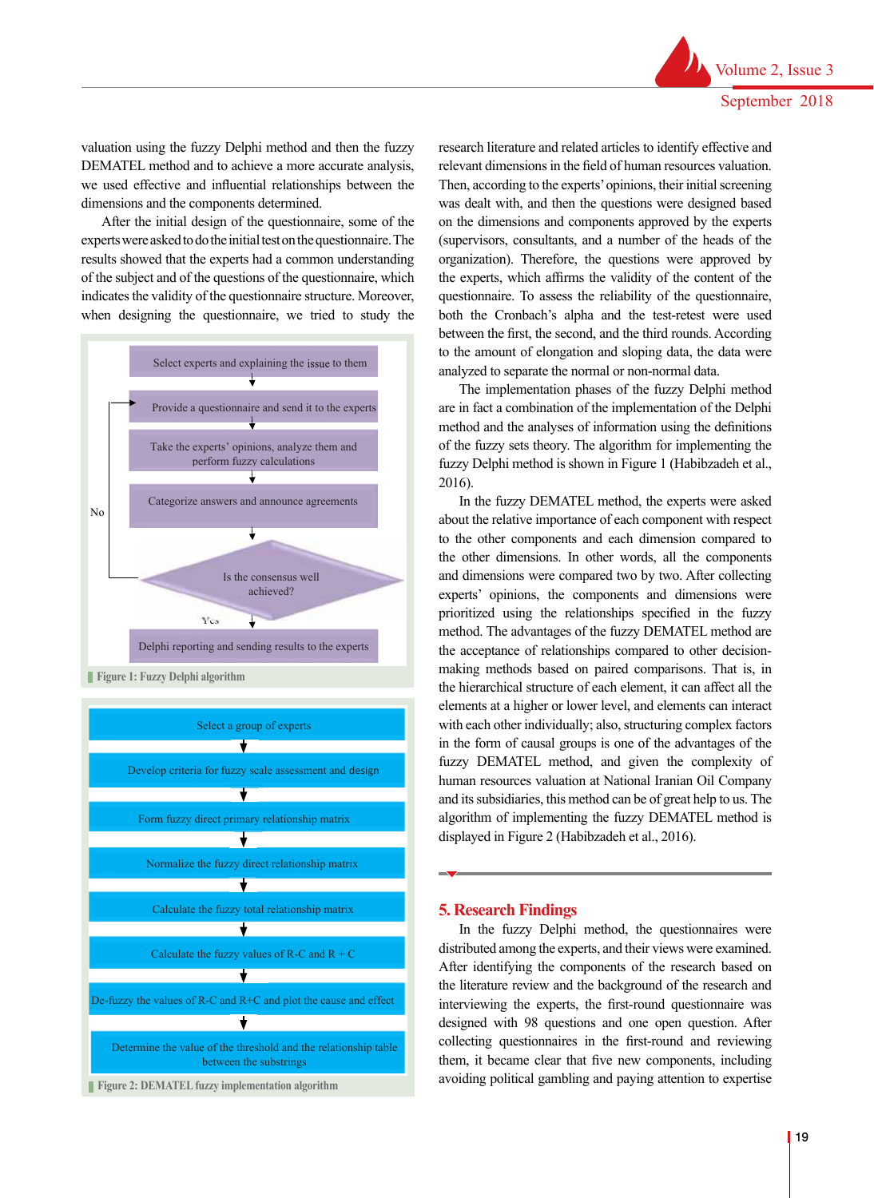valuation using the fuzzy Delphi method and then the fuzzy DEMATEL method and to achieve a more accurate analysis, we used effective and influential relationships between the dimensions and the components determined.

After the initial design of the questionnaire, some of the experts were asked to do the initial test on the questionnaire. The results showed that the experts had a common understanding of the subject and of the questions of the questionnaire, which indicates the validity of the questionnaire structure. Moreover, when designing the questionnaire, we tried to study the research literature and related articles to identify effective and relevant dimensions in the field of human resources valuation. Then, according to the experts' opinions, their initial screening was dealt with, and then the questions were designed based on the dimensions and components approved by the experts (supervisors, consultants, and a number of the heads of the organization). Therefore, the questions were approved by the experts, which affirms the validity of the content of the questionnaire. To assess the reliability of the questionnaire, both the Cronbach's alpha and the test-retest were used between the first, the second, and the third rounds. According to the amount of elongation and sloping data, the data were analyzed to separate the normal or non-normal data.

Select experts and explaining the issue to them
↓
Provide a questionnaire and send it to the experts
↓
Take the experts' opinions, analyze them and perform fuzzy calculations
↓
Categorize answers and announce agreements
↓
Is the consensus well achieved? (No → back to "Provide a questionnaire and send it to the experts")
↓ Yes
Delphi reporting and sending results to the experts

Figure 1: Fuzzy Delphi algorithm

Select a group of experts
↓
Develop criteria for fuzzy scale assessment and design
↓
Form fuzzy direct primary relationship matrix
↓
Normalize the fuzzy direct relationship matrix
↓
Calculate the fuzzy total relationship matrix
↓
Calculate the fuzzy values of R-C and R + C
↓
De-fuzzy the values of R-C and R+C and plot the cause and effect
↓
Determine the value of the threshold and the relationship table between the substrings

Figure 2: DEMATEL fuzzy implementation algorithm

The implementation phases of the fuzzy Delphi method are in fact a combination of the implementation of the Delphi method and the analyses of information using the definitions of the fuzzy sets theory. The algorithm for implementing the fuzzy Delphi method is shown in Figure 1 (Habibzadeh et al., 2016).

In the fuzzy DEMATEL method, the experts were asked about the relative importance of each component with respect to the other components and each dimension compared to the other dimensions. In other words, all the components and dimensions were compared two by two. After collecting experts' opinions, the components and dimensions were prioritized using the relationships specified in the fuzzy method. The advantages of the fuzzy DEMATEL method are the acceptance of relationships compared to other decision-making methods based on paired comparisons. That is, in the hierarchical structure of each element, it can affect all the elements at a higher or lower level, and elements can interact with each other individually; also, structuring complex factors in the form of causal groups is one of the advantages of the fuzzy DEMATEL method, and given the complexity of human resources valuation at National Iranian Oil Company and its subsidiaries, this method can be of great help to us. The algorithm of implementing the fuzzy DEMATEL method is displayed in Figure 2 (Habibzadeh et al., 2016).

## 5. Research Findings

In the fuzzy Delphi method, the questionnaires were distributed among the experts, and their views were examined. After identifying the components of the research based on the literature review and the background of the research and interviewing the experts, the first-round questionnaire was designed with 98 questions and one open question. After collecting questionnaires in the first-round and reviewing them, it became clear that five new components, including avoiding political gambling and paying attention to expertise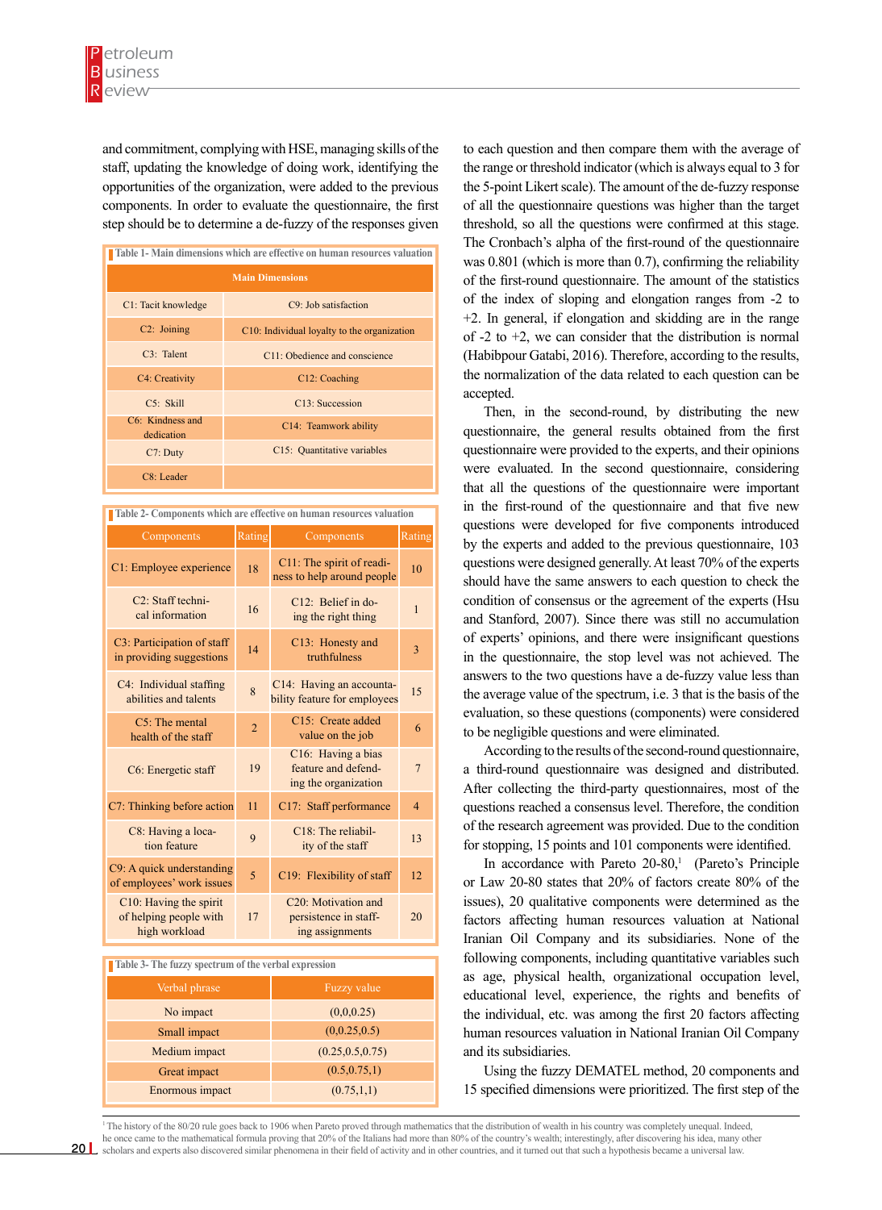and commitment, complying with HSE, managing skills of the staff, updating the knowledge of doing work, identifying the opportunities of the organization, were added to the previous components. In order to evaluate the questionnaire, the first step should be to determine a de-fuzzy of the responses given to each question and then compare them with the average of the range or threshold indicator (which is always equal to 3 for the 5-point Likert scale). The amount of the de-fuzzy response of all the questionnaire questions was higher than the target threshold, so all the questions were confirmed at this stage. The Cronbach's alpha of the first-round of the questionnaire was 0.801 (which is more than 0.7), confirming the reliability of the first-round questionnaire. The amount of the statistics of the index of sloping and elongation ranges from -2 to +2. In general, if elongation and skidding are in the range of -2 to +2, we can consider that the distribution is normal (Habibpour Gatabi, 2016). Therefore, according to the results, the normalization of the data related to each question can be accepted.

Table 1- Main dimensions which are effective on human resources valuation

| Main Dimensions | |
|---|---|
| C1: Tacit knowledge | C9: Job satisfaction |
| C2: Joining | C10: Individual loyalty to the organization |
| C3: Talent | C11: Obedience and conscience |
| C4: Creativity | C12: Coaching |
| C5: Skill | C13: Succession |
| C6: Kindness and dedication | C14: Teamwork ability |
| C7: Duty | C15: Quantitative variables |
| C8: Leader | |

Table 2- Components which are effective on human resources valuation

| Components | Rating | Components | Rating |
|---|---|---|---|
| C1: Employee experience | 18 | C11: The spirit of readiness to help around people | 10 |
| C2: Staff technical information | 16 | C12: Belief in doing the right thing | 1 |
| C3: Participation of staff in providing suggestions | 14 | C13: Honesty and truthfulness | 3 |
| C4: Individual staffing abilities and talents | 8 | C14: Having an accountability feature for employees | 15 |
| C5: The mental health of the staff | 2 | C15: Create added value on the job | 6 |
| C6: Energetic staff | 19 | C16: Having a bias feature and defending the organization | 7 |
| C7: Thinking before action | 11 | C17: Staff performance | 4 |
| C8: Having a location feature | 9 | C18: The reliability of the staff | 13 |
| C9: A quick understanding of employees' work issues | 5 | C19: Flexibility of staff | 12 |
| C10: Having the spirit of helping people with high workload | 17 | C20: Motivation and persistence in staffing assignments | 20 |

Table 3- The fuzzy spectrum of the verbal expression

| Verbal phrase | Fuzzy value |
|---|---|
| No impact | (0,0,0.25) |
| Small impact | (0,0.25,0.5) |
| Medium impact | (0.25,0.5,0.75) |
| Great impact | (0.5,0.75,1) |
| Enormous impact | (0.75,1,1) |

Then, in the second-round, by distributing the new questionnaire, the general results obtained from the first questionnaire were provided to the experts, and their opinions were evaluated. In the second questionnaire, considering that all the questions of the questionnaire were important in the first-round of the questionnaire and that five new questions were developed for five components introduced by the experts and added to the previous questionnaire, 103 questions were designed generally. At least 70% of the experts should have the same answers to each question to check the condition of consensus or the agreement of the experts (Hsu and Stanford, 2007). Since there was still no accumulation of experts' opinions, and there were insignificant questions in the questionnaire, the stop level was not achieved. The answers to the two questions have a de-fuzzy value less than the average value of the spectrum, i.e. 3 that is the basis of the evaluation, so these questions (components) were considered to be negligible questions and were eliminated.

According to the results of the second-round questionnaire, a third-round questionnaire was designed and distributed. After collecting the third-party questionnaires, most of the questions reached a consensus level. Therefore, the condition of the research agreement was provided. Due to the condition for stopping, 15 points and 101 components were identified.

In accordance with Pareto 20-80,[1] (Pareto's Principle or Law 20-80 states that 20% of factors create 80% of the issues), 20 qualitative components were determined as the factors affecting human resources valuation at National Iranian Oil Company and its subsidiaries. None of the following components, including quantitative variables such as age, physical health, organizational occupation level, educational level, experience, the rights and benefits of the individual, etc. was among the first 20 factors affecting human resources valuation in National Iranian Oil Company and its subsidiaries.

Using the fuzzy DEMATEL method, 20 components and 15 specified dimensions were prioritized. The first step of the

[1] The history of the 80/20 rule goes back to 1906 when Pareto proved through mathematics that the distribution of wealth in his country was completely unequal. Indeed, he once came to the mathematical formula proving that 20% of the Italians had more than 80% of the country's wealth; interestingly, after discovering his idea, many other scholars and experts also discovered similar phenomena in their field of activity and in other countries, and it turned out that such a hypothesis became a universal law.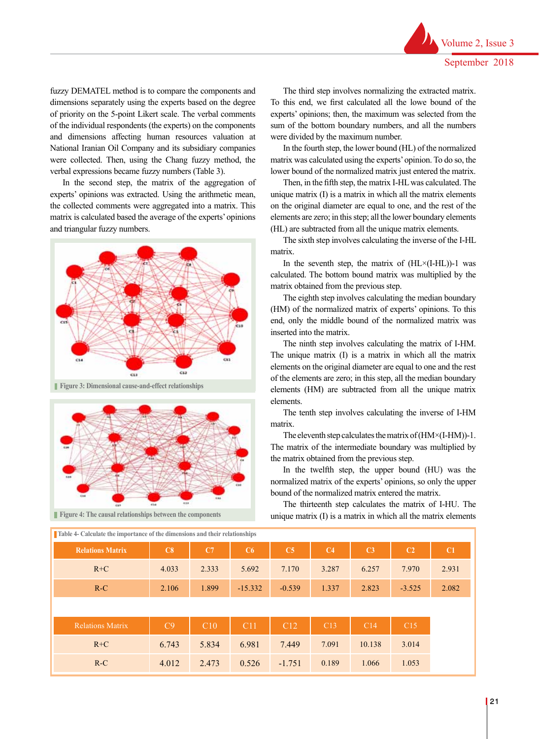fuzzy DEMATEL method is to compare the components and dimensions separately using the experts based on the degree of priority on the 5-point Likert scale. The verbal comments of the individual respondents (the experts) on the components and dimensions affecting human resources valuation at National Iranian Oil Company and its subsidiary companies were collected. Then, using the Chang fuzzy method, the verbal expressions became fuzzy numbers (Table 3).

In the second step, the matrix of the aggregation of experts' opinions was extracted. Using the arithmetic mean, the collected comments were aggregated into a matrix. This matrix is calculated based the average of the experts' opinions and triangular fuzzy numbers.

Figure 3: Dimensional cause-and-effect relationships

Figure 4: The causal relationships between the components

The third step involves normalizing the extracted matrix. To this end, we first calculated all the lowe bound of the experts' opinions; then, the maximum was selected from the sum of the bottom boundary numbers, and all the numbers were divided by the maximum number.

In the fourth step, the lower bound (HL) of the normalized matrix was calculated using the experts' opinion. To do so, the lower bound of the normalized matrix just entered the matrix.

Then, in the fifth step, the matrix I-HL was calculated. The unique matrix (I) is a matrix in which all the matrix elements on the original diameter are equal to one, and the rest of the elements are zero; in this step; all the lower boundary elements (HL) are subtracted from all the unique matrix elements.

The sixth step involves calculating the inverse of the I-HL matrix.

In the seventh step, the matrix of (HL×(I-HL))-1 was calculated. The bottom bound matrix was multiplied by the matrix obtained from the previous step.

The eighth step involves calculating the median boundary (HM) of the normalized matrix of experts' opinions. To this end, only the middle bound of the normalized matrix was inserted into the matrix.

The ninth step involves calculating the matrix of I-HM. The unique matrix (I) is a matrix in which all the matrix elements on the original diameter are equal to one and the rest of the elements are zero; in this step, all the median boundary elements (HM) are subtracted from all the unique matrix elements.

The tenth step involves calculating the inverse of I-HM matrix.

The eleventh step calculates the matrix of (HM×(I-HM))-1. The matrix of the intermediate boundary was multiplied by the matrix obtained from the previous step.

In the twelfth step, the upper bound (HU) was the normalized matrix of the experts' opinions, so only the upper bound of the normalized matrix entered the matrix.

The thirteenth step calculates the matrix of I-HU. The unique matrix (I) is a matrix in which all the matrix elements

Table 4- Calculate the importance of the dimensions and their relationships

| Relations Matrix | C8 | C7 | C6 | C5 | C4 | C3 | C2 | C1 |
|---|---|---|---|---|---|---|---|---|
| R+C | 4.033 | 2.333 | 5.692 | 7.170 | 3.287 | 6.257 | 7.970 | 2.931 |
| R-C | 2.106 | 1.899 | -15.332 | -0.539 | 1.337 | 2.823 | -3.525 | 2.082 |

| Relations Matrix | C9 | C10 | C11 | C12 | C13 | C14 | C15 |
|---|---|---|---|---|---|---|---|
| R+C | 6.743 | 5.834 | 6.981 | 7.449 | 7.091 | 10.138 | 3.014 |
| R-C | 4.012 | 2.473 | 0.526 | -1.751 | 0.189 | 1.066 | 1.053 |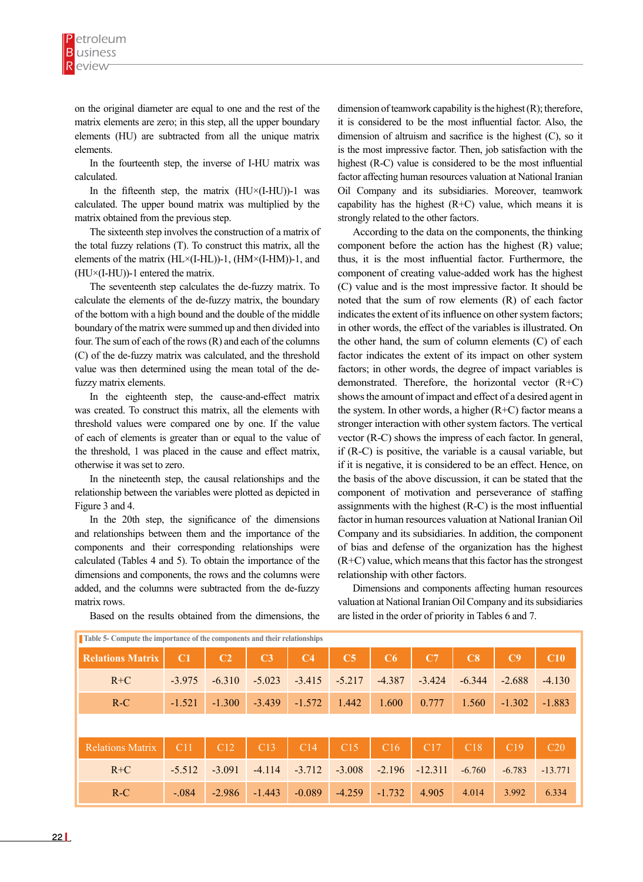on the original diameter are equal to one and the rest of the matrix elements are zero; in this step, all the upper boundary elements (HU) are subtracted from all the unique matrix elements.

In the fourteenth step, the inverse of I-HU matrix was calculated.

In the fifteenth step, the matrix (HU×(I-HU))-1 was calculated. The upper bound matrix was multiplied by the matrix obtained from the previous step.

The sixteenth step involves the construction of a matrix of the total fuzzy relations (T). To construct this matrix, all the elements of the matrix (HL×(I-HL))-1, (HM×(I-HM))-1, and (HU×(I-HU))-1 entered the matrix.

The seventeenth step calculates the de-fuzzy matrix. To calculate the elements of the de-fuzzy matrix, the boundary of the bottom with a high bound and the double of the middle boundary of the matrix were summed up and then divided into four. The sum of each of the rows (R) and each of the columns (C) of the de-fuzzy matrix was calculated, and the threshold value was then determined using the mean total of the de-fuzzy matrix elements.

In the eighteenth step, the cause-and-effect matrix was created. To construct this matrix, all the elements with threshold values were compared one by one. If the value of each of elements is greater than or equal to the value of the threshold, 1 was placed in the cause and effect matrix, otherwise it was set to zero.

In the nineteenth step, the causal relationships and the relationship between the variables were plotted as depicted in Figure 3 and 4.

In the 20th step, the significance of the dimensions and relationships between them and the importance of the components and their corresponding relationships were calculated (Tables 4 and 5). To obtain the importance of the dimensions and components, the rows and the columns were added, and the columns were subtracted from the de-fuzzy matrix rows.

Based on the results obtained from the dimensions, the dimension of teamwork capability is the highest (R); therefore, it is considered to be the most influential factor. Also, the dimension of altruism and sacrifice is the highest (C), so it is the most impressive factor. Then, job satisfaction with the highest (R-C) value is considered to be the most influential factor affecting human resources valuation at National Iranian Oil Company and its subsidiaries. Moreover, teamwork capability has the highest (R+C) value, which means it is strongly related to the other factors.

According to the data on the components, the thinking component before the action has the highest (R) value; thus, it is the most influential factor. Furthermore, the component of creating value-added work has the highest (C) value and is the most impressive factor. It should be noted that the sum of row elements (R) of each factor indicates the extent of its influence on other system factors; in other words, the effect of the variables is illustrated. On the other hand, the sum of column elements (C) of each factor indicates the extent of its impact on other system factors; in other words, the degree of impact variables is demonstrated. Therefore, the horizontal vector (R+C) shows the amount of impact and effect of a desired agent in the system. In other words, a higher (R+C) factor means a stronger interaction with other system factors. The vertical vector (R-C) shows the impress of each factor. In general, if (R-C) is positive, the variable is a causal variable, but if it is negative, it is considered to be an effect. Hence, on the basis of the above discussion, it can be stated that the component of motivation and perseverance of staffing assignments with the highest (R-C) is the most influential factor in human resources valuation at National Iranian Oil Company and its subsidiaries. In addition, the component of bias and defense of the organization has the highest (R+C) value, which means that this factor has the strongest relationship with other factors.

Dimensions and components affecting human resources valuation at National Iranian Oil Company and its subsidiaries are listed in the order of priority in Tables 6 and 7.

Table 5- Compute the importance of the components and their relationships

| Relations Matrix | C1 | C2 | C3 | C4 | C5 | C6 | C7 | C8 | C9 | C10 |
|---|---|---|---|---|---|---|---|---|---|---|
| R+C | -3.975 | -6.310 | -5.023 | -3.415 | -5.217 | -4.387 | -3.424 | -6.344 | -2.688 | -4.130 |
| R-C | -1.521 | -1.300 | -3.439 | -1.572 | 1.442 | 1.600 | 0.777 | 1.560 | -1.302 | -1.883 |
| **Relations Matrix** | **C11** | **C12** | **C13** | **C14** | **C15** | **C16** | **C17** | **C18** | **C19** | **C20** |
| R+C | -5.512 | -3.091 | -4.114 | -3.712 | -3.008 | -2.196 | -12.311 | -6.760 | -6.783 | -13.771 |
| R-C | -.084 | -2.986 | -1.443 | -0.089 | -4.259 | -1.732 | 4.905 | 4.014 | 3.992 | 6.334 |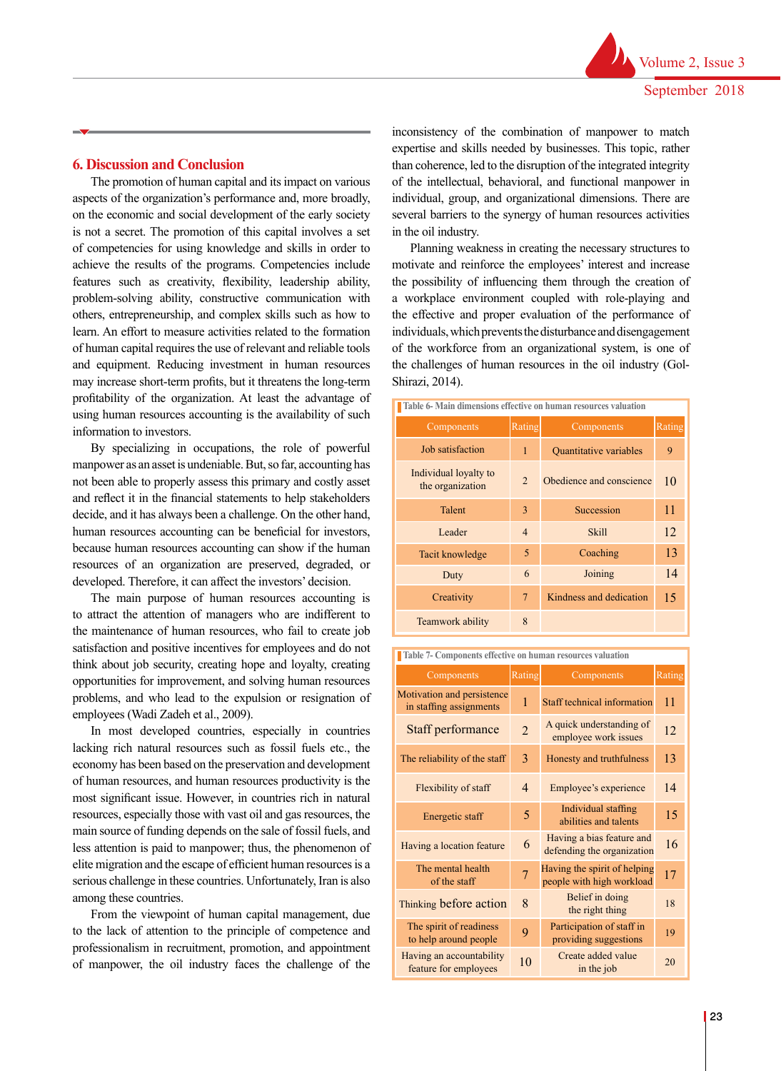## 6. Discussion and Conclusion

The promotion of human capital and its impact on various aspects of the organization's performance and, more broadly, on the economic and social development of the early society is not a secret. The promotion of this capital involves a set of competencies for using knowledge and skills in order to achieve the results of the programs. Competencies include features such as creativity, flexibility, leadership ability, problem-solving ability, constructive communication with others, entrepreneurship, and complex skills such as how to learn. An effort to measure activities related to the formation of human capital requires the use of relevant and reliable tools and equipment. Reducing investment in human resources may increase short-term profits, but it threatens the long-term profitability of the organization. At least the advantage of using human resources accounting is the availability of such information to investors.

By specializing in occupations, the role of powerful manpower as an asset is undeniable. But, so far, accounting has not been able to properly assess this primary and costly asset and reflect it in the financial statements to help stakeholders decide, and it has always been a challenge. On the other hand, human resources accounting can be beneficial for investors, because human resources accounting can show if the human resources of an organization are preserved, degraded, or developed. Therefore, it can affect the investors' decision.

The main purpose of human resources accounting is to attract the attention of managers who are indifferent to the maintenance of human resources, who fail to create job satisfaction and positive incentives for employees and do not think about job security, creating hope and loyalty, creating opportunities for improvement, and solving human resources problems, and who lead to the expulsion or resignation of employees (Wadi Zadeh et al., 2009).

In most developed countries, especially in countries lacking rich natural resources such as fossil fuels etc., the economy has been based on the preservation and development of human resources, and human resources productivity is the most significant issue. However, in countries rich in natural resources, especially those with vast oil and gas resources, the main source of funding depends on the sale of fossil fuels, and less attention is paid to manpower; thus, the phenomenon of elite migration and the escape of efficient human resources is a serious challenge in these countries. Unfortunately, Iran is also among these countries.

From the viewpoint of human capital management, due to the lack of attention to the principle of competence and professionalism in recruitment, promotion, and appointment of manpower, the oil industry faces the challenge of the inconsistency of the combination of manpower to match expertise and skills needed by businesses. This topic, rather than coherence, led to the disruption of the integrated integrity of the intellectual, behavioral, and functional manpower in individual, group, and organizational dimensions. There are several barriers to the synergy of human resources activities in the oil industry.

Planning weakness in creating the necessary structures to motivate and reinforce the employees' interest and increase the possibility of influencing them through the creation of a workplace environment coupled with role-playing and the effective and proper evaluation of the performance of individuals, which prevents the disturbance and disengagement of the workforce from an organizational system, is one of the challenges of human resources in the oil industry (Gol-Shirazi, 2014).

Table 6- Main dimensions effective on human resources valuation

| Components | Rating | Components | Rating |
|---|---|---|---|
| Job satisfaction | 1 | Quantitative variables | 9 |
| Individual loyalty to the organization | 2 | Obedience and conscience | 10 |
| Talent | 3 | Succession | 11 |
| Leader | 4 | Skill | 12 |
| Tacit knowledge | 5 | Coaching | 13 |
| Duty | 6 | Joining | 14 |
| Creativity | 7 | Kindness and dedication | 15 |
| Teamwork ability | 8 | | |

Table 7- Components effective on human resources valuation

| Components | Rating | Components | Rating |
|---|---|---|---|
| Motivation and persistence in staffing assignments | 1 | Staff technical information | 11 |
| Staff performance | 2 | A quick understanding of employee work issues | 12 |
| The reliability of the staff | 3 | Honesty and truthfulness | 13 |
| Flexibility of staff | 4 | Employee's experience | 14 |
| Energetic staff | 5 | Individual staffing abilities and talents | 15 |
| Having a location feature | 6 | Having a bias feature and defending the organization | 16 |
| The mental health of the staff | 7 | Having the spirit of helping people with high workload | 17 |
| Thinking before action | 8 | Belief in doing the right thing | 18 |
| The spirit of readiness to help around people | 9 | Participation of staff in providing suggestions | 19 |
| Having an accountability feature for employees | 10 | Create added value in the job | 20 |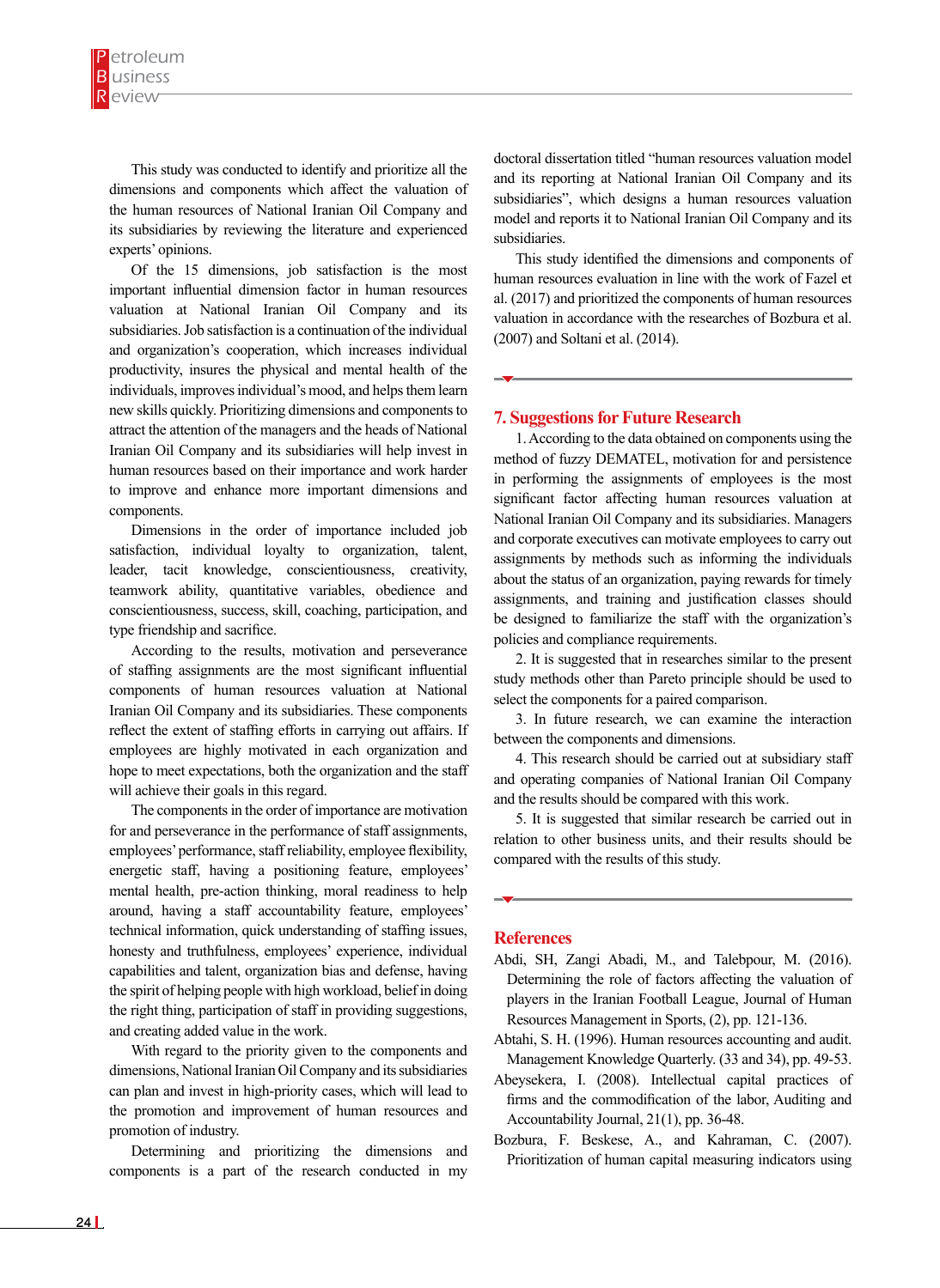This study was conducted to identify and prioritize all the dimensions and components which affect the valuation of the human resources of National Iranian Oil Company and its subsidiaries by reviewing the literature and experienced experts' opinions.

Of the 15 dimensions, job satisfaction is the most important influential dimension factor in human resources valuation at National Iranian Oil Company and its subsidiaries. Job satisfaction is a continuation of the individual and organization's cooperation, which increases individual productivity, insures the physical and mental health of the individuals, improves individual's mood, and helps them learn new skills quickly. Prioritizing dimensions and components to attract the attention of the managers and the heads of National Iranian Oil Company and its subsidiaries will help invest in human resources based on their importance and work harder to improve and enhance more important dimensions and components.

Dimensions in the order of importance included job satisfaction, individual loyalty to organization, talent, leader, tacit knowledge, conscientiousness, creativity, teamwork ability, quantitative variables, obedience and conscientiousness, success, skill, coaching, participation, and type friendship and sacrifice.

According to the results, motivation and perseverance of staffing assignments are the most significant influential components of human resources valuation at National Iranian Oil Company and its subsidiaries. These components reflect the extent of staffing efforts in carrying out affairs. If employees are highly motivated in each organization and hope to meet expectations, both the organization and the staff will achieve their goals in this regard.

The components in the order of importance are motivation for and perseverance in the performance of staff assignments, employees' performance, staff reliability, employee flexibility, energetic staff, having a positioning feature, employees' mental health, pre-action thinking, moral readiness to help around, having a staff accountability feature, employees' technical information, quick understanding of staffing issues, honesty and truthfulness, employees' experience, individual capabilities and talent, organization bias and defense, having the spirit of helping people with high workload, belief in doing the right thing, participation of staff in providing suggestions, and creating added value in the work.

With regard to the priority given to the components and dimensions, National Iranian Oil Company and its subsidiaries can plan and invest in high-priority cases, which will lead to the promotion and improvement of human resources and promotion of industry.

Determining and prioritizing the dimensions and components is a part of the research conducted in my doctoral dissertation titled "human resources valuation model and its reporting at National Iranian Oil Company and its subsidiaries", which designs a human resources valuation model and reports it to National Iranian Oil Company and its subsidiaries.

This study identified the dimensions and components of human resources evaluation in line with the work of Fazel et al. (2017) and prioritized the components of human resources valuation in accordance with the researches of Bozbura et al. (2007) and Soltani et al. (2014).

## 7. Suggestions for Future Research

1. According to the data obtained on components using the method of fuzzy DEMATEL, motivation for and persistence in performing the assignments of employees is the most significant factor affecting human resources valuation at National Iranian Oil Company and its subsidiaries. Managers and corporate executives can motivate employees to carry out assignments by methods such as informing the individuals about the status of an organization, paying rewards for timely assignments, and training and justification classes should be designed to familiarize the staff with the organization's policies and compliance requirements.

2. It is suggested that in researches similar to the present study methods other than Pareto principle should be used to select the components for a paired comparison.

3. In future research, we can examine the interaction between the components and dimensions.

4. This research should be carried out at subsidiary staff and operating companies of National Iranian Oil Company and the results should be compared with this work.

5. It is suggested that similar research be carried out in relation to other business units, and their results should be compared with the results of this study.

## References

Abdi, SH, Zangi Abadi, M., and Talebpour, M. (2016). Determining the role of factors affecting the valuation of players in the Iranian Football League, Journal of Human Resources Management in Sports, (2), pp. 121-136.

Abtahi, S. H. (1996). Human resources accounting and audit. Management Knowledge Quarterly. (33 and 34), pp. 49-53.

Abeysekera, I. (2008). Intellectual capital practices of firms and the commodification of the labor, Auditing and Accountability Journal, 21(1), pp. 36-48.

Bozbura, F. Beskese, A., and Kahraman, C. (2007). Prioritization of human capital measuring indicators using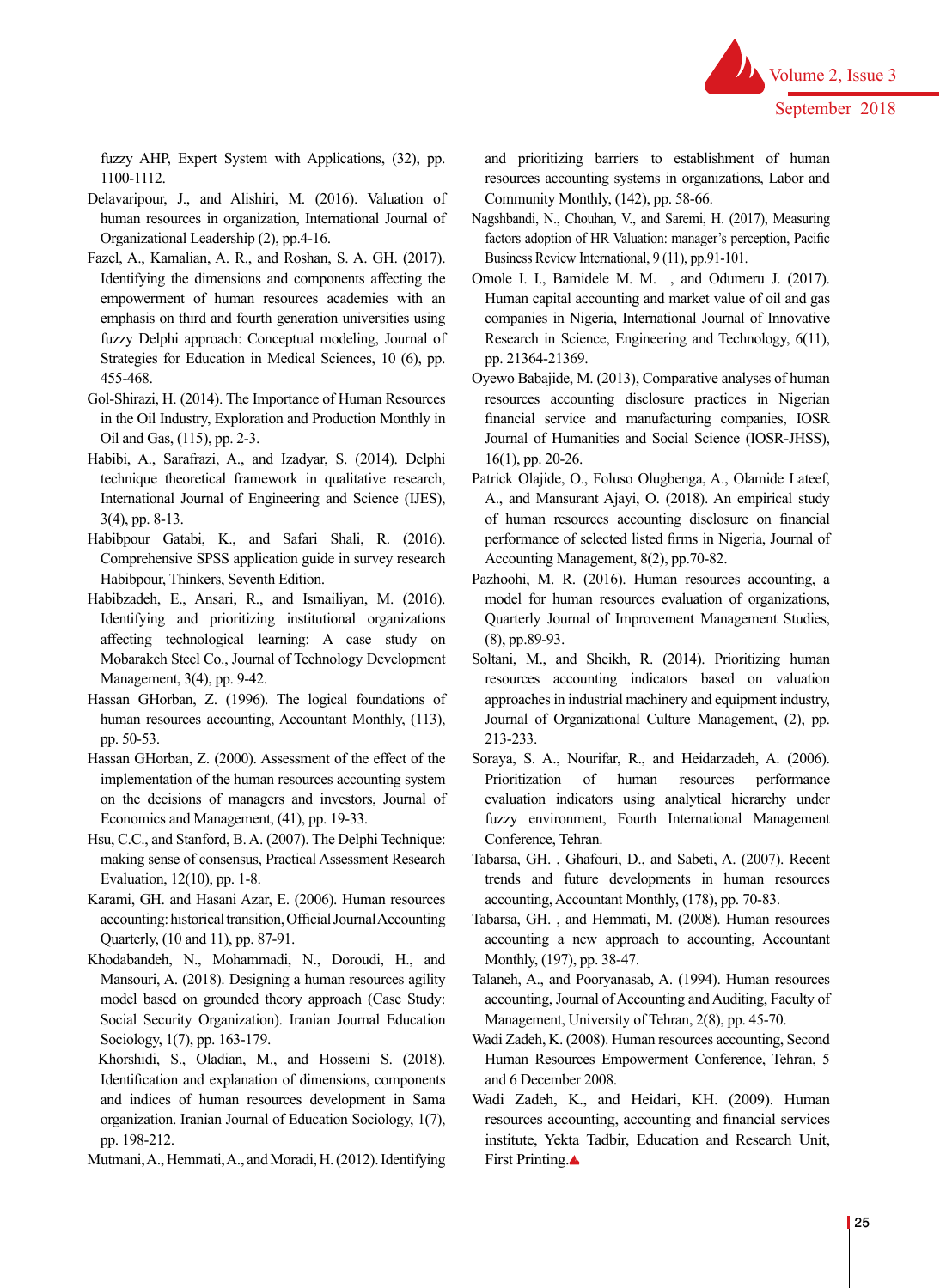fuzzy AHP, Expert System with Applications, (32), pp. 1100-1112.

Delavaripour, J., and Alishiri, M. (2016). Valuation of human resources in organization, International Journal of Organizational Leadership (2), pp.4-16.

Fazel, A., Kamalian, A. R., and Roshan, S. A. GH. (2017). Identifying the dimensions and components affecting the empowerment of human resources academies with an emphasis on third and fourth generation universities using fuzzy Delphi approach: Conceptual modeling, Journal of Strategies for Education in Medical Sciences, 10 (6), pp. 455-468.

Gol-Shirazi, H. (2014). The Importance of Human Resources in the Oil Industry, Exploration and Production Monthly in Oil and Gas, (115), pp. 2-3.

Habibi, A., Sarafrazi, A., and Izadyar, S. (2014). Delphi technique theoretical framework in qualitative research, International Journal of Engineering and Science (IJES), 3(4), pp. 8-13.

Habibpour Gatabi, K., and Safari Shali, R. (2016). Comprehensive SPSS application guide in survey research Habibpour, Thinkers, Seventh Edition.

Habibzadeh, E., Ansari, R., and Ismailiyan, M. (2016). Identifying and prioritizing institutional organizations affecting technological learning: A case study on Mobarakeh Steel Co., Journal of Technology Development Management, 3(4), pp. 9-42.

Hassan GHorban, Z. (1996). The logical foundations of human resources accounting, Accountant Monthly, (113), pp. 50-53.

Hassan GHorban, Z. (2000). Assessment of the effect of the implementation of the human resources accounting system on the decisions of managers and investors, Journal of Economics and Management, (41), pp. 19-33.

Hsu, C.C., and Stanford, B. A. (2007). The Delphi Technique: making sense of consensus, Practical Assessment Research Evaluation, 12(10), pp. 1-8.

Karami, GH. and Hasani Azar, E. (2006). Human resources accounting: historical transition, Official Journal Accounting Quarterly, (10 and 11), pp. 87-91.

Khodabandeh, N., Mohammadi, N., Doroudi, H., and Mansouri, A. (2018). Designing a human resources agility model based on grounded theory approach (Case Study: Social Security Organization). Iranian Journal Education Sociology, 1(7), pp. 163-179.

Khorshidi, S., Oladian, M., and Hosseini S. (2018). Identification and explanation of dimensions, components and indices of human resources development in Sama organization. Iranian Journal of Education Sociology, 1(7), pp. 198-212.

Mutmani, A., Hemmati, A., and Moradi, H. (2012). Identifying and prioritizing barriers to establishment of human resources accounting systems in organizations, Labor and Community Monthly, (142), pp. 58-66.

Nagshbandi, N., Chouhan, V., and Saremi, H. (2017), Measuring factors adoption of HR Valuation: manager's perception, Pacific Business Review International, 9 (11), pp.91-101.

Omole I. I., Bamidele M. M. , and Odumeru J. (2017). Human capital accounting and market value of oil and gas companies in Nigeria, International Journal of Innovative Research in Science, Engineering and Technology, 6(11), pp. 21364-21369.

Oyewo Babajide, M. (2013), Comparative analyses of human resources accounting disclosure practices in Nigerian financial service and manufacturing companies, IOSR Journal of Humanities and Social Science (IOSR-JHSS), 16(1), pp. 20-26.

Patrick Olajide, O., Foluso Olugbenga, A., Olamide Lateef, A., and Mansurant Ajayi, O. (2018). An empirical study of human resources accounting disclosure on financial performance of selected listed firms in Nigeria, Journal of Accounting Management, 8(2), pp.70-82.

Pazhoohi, M. R. (2016). Human resources accounting, a model for human resources evaluation of organizations, Quarterly Journal of Improvement Management Studies, (8), pp.89-93.

Soltani, M., and Sheikh, R. (2014). Prioritizing human resources accounting indicators based on valuation approaches in industrial machinery and equipment industry, Journal of Organizational Culture Management, (2), pp. 213-233.

Soraya, S. A., Nourifar, R., and Heidarzadeh, A. (2006). Prioritization of human resources performance evaluation indicators using analytical hierarchy under fuzzy environment, Fourth International Management Conference, Tehran.

Tabarsa, GH. , Ghafouri, D., and Sabeti, A. (2007). Recent trends and future developments in human resources accounting, Accountant Monthly, (178), pp. 70-83.

Tabarsa, GH. , and Hemmati, M. (2008). Human resources accounting a new approach to accounting, Accountant Monthly, (197), pp. 38-47.

Talaneh, A., and Pooryanasab, A. (1994). Human resources accounting, Journal of Accounting and Auditing, Faculty of Management, University of Tehran, 2(8), pp. 45-70.

Wadi Zadeh, K. (2008). Human resources accounting, Second Human Resources Empowerment Conference, Tehran, 5 and 6 December 2008.

Wadi Zadeh, K., and Heidari, KH. (2009). Human resources accounting, accounting and financial services institute, Yekta Tadbir, Education and Research Unit, First Printing.